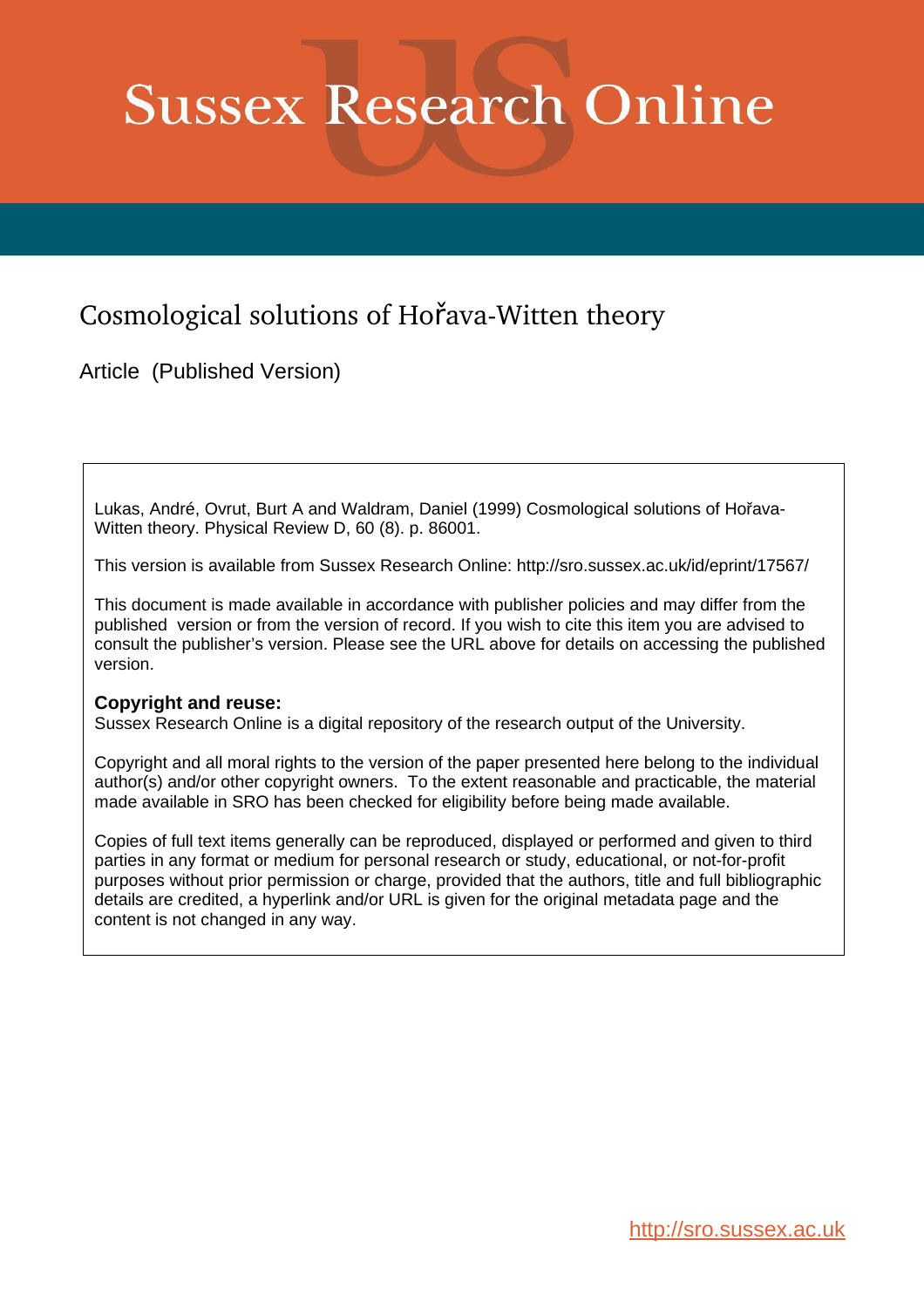# Sussex Research Online

## Cosmological solutions of Hořava-Witten theory

Article (Published Version)

Lukas, André, Ovrut, Burt A and Waldram, Daniel (1999) Cosmological solutions of Hořava-Witten theory. Physical Review D, 60 (8). p. 86001.

This version is available from Sussex Research Online: http://sro.sussex.ac.uk/id/eprint/17567/

This document is made available in accordance with publisher policies and may differ from the published version or from the version of record. If you wish to cite this item you are advised to consult the publisher's version. Please see the URL above for details on accessing the published version.

**Copyright and reuse:**
Sussex Research Online is a digital repository of the research output of the University.

Copyright and all moral rights to the version of the paper presented here belong to the individual author(s) and/or other copyright owners. To the extent reasonable and practicable, the material made available in SRO has been checked for eligibility before being made available.

Copies of full text items generally can be reproduced, displayed or performed and given to third parties in any format or medium for personal research or study, educational, or not-for-profit purposes without prior permission or charge, provided that the authors, title and full bibliographic details are credited, a hyperlink and/or URL is given for the original metadata page and the content is not changed in any way.

http://sro.sussex.ac.uk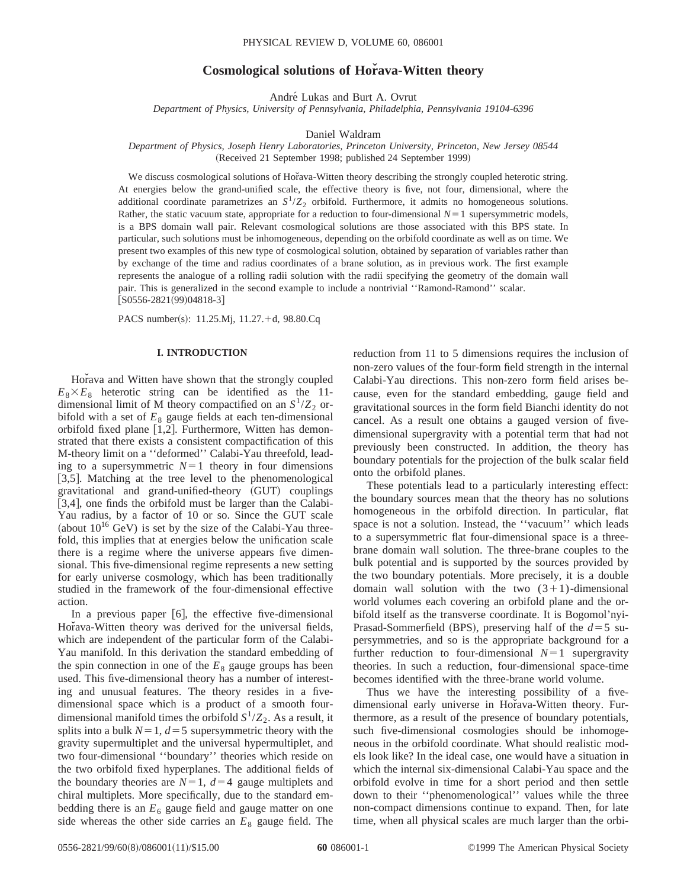# Cosmological solutions of Hořava-Witten theory

André Lukas and Burt A. Ovrut

*Department of Physics, University of Pennsylvania, Philadelphia, Pennsylvania 19104-6396*

Daniel Waldram

*Department of Physics, Joseph Henry Laboratories, Princeton University, Princeton, New Jersey 08544*

(Received 21 September 1998; published 24 September 1999)

We discuss cosmological solutions of Hořava-Witten theory describing the strongly coupled heterotic string. At energies below the grand-unified scale, the effective theory is five, not four, dimensional, where the additional coordinate parametrizes an $S^1/Z_2$ orbifold. Furthermore, it admits no homogeneous solutions. Rather, the static vacuum state, appropriate for a reduction to four-dimensional $N=1$ supersymmetric models, is a BPS domain wall pair. Relevant cosmological solutions are those associated with this BPS state. In particular, such solutions must be inhomogeneous, depending on the orbifold coordinate as well as on time. We present two examples of this new type of cosmological solution, obtained by separation of variables rather than by exchange of the time and radius coordinates of a brane solution, as in previous work. The first example represents the analogue of a rolling radii solution with the radii specifying the geometry of the domain wall pair. This is generalized in the second example to include a nontrivial "Ramond-Ramond" scalar. [S0556-2821(99)04818-3]

PACS number(s): 11.25.Mj, 11.27.+d, 98.80.Cq

## I. INTRODUCTION

Hořava and Witten have shown that the strongly coupled $E_8 \times E_8$ heterotic string can be identified as the 11-dimensional limit of M theory compactified on an $S^1/Z_2$ orbifold with a set of $E_8$ gauge fields at each ten-dimensional orbifold fixed plane [1,2]. Furthermore, Witten has demonstrated that there exists a consistent compactification of this M-theory limit on a "deformed" Calabi-Yau threefold, leading to a supersymmetric $N=1$ theory in four dimensions [3,5]. Matching at the tree level to the phenomenological gravitational and grand-unified-theory (GUT) couplings [3,4], one finds the orbifold must be larger than the Calabi-Yau radius, by a factor of 10 or so. Since the GUT scale (about $10^{16}$ GeV) is set by the size of the Calabi-Yau threefold, this implies that at energies below the unification scale there is a regime where the universe appears five dimensional. This five-dimensional regime represents a new setting for early universe cosmology, which has been traditionally studied in the framework of the four-dimensional effective action.

In a previous paper [6], the effective five-dimensional Hořava-Witten theory was derived for the universal fields, which are independent of the particular form of the Calabi-Yau manifold. In this derivation the standard embedding of the spin connection in one of the $E_8$ gauge groups has been used. This five-dimensional theory has a number of interesting and unusual features. The theory resides in a five-dimensional space which is a product of a smooth four-dimensional manifold times the orbifold $S^1/Z_2$. As a result, it splits into a bulk $N=1$, $d=5$ supersymmetric theory with the gravity supermultiplet and the universal hypermultiplet, and two four-dimensional "boundary" theories which reside on the two orbifold fixed hyperplanes. The additional fields of the boundary theories are $N=1$, $d=4$ gauge multiplets and chiral multiplets. More specifically, due to the standard embedding there is an $E_6$ gauge field and gauge matter on one side whereas the other side carries an $E_8$ gauge field. The reduction from 11 to 5 dimensions requires the inclusion of non-zero values of the four-form field strength in the internal Calabi-Yau directions. This non-zero form field arises because, even for the standard embedding, gauge field and gravitational sources in the form field Bianchi identity do not cancel. As a result one obtains a gauged version of five-dimensional supergravity with a potential term that had not previously been constructed. In addition, the theory has boundary potentials for the projection of the bulk scalar field onto the orbifold planes.

These potentials lead to a particularly interesting effect: the boundary sources mean that the theory has no solutions homogeneous in the orbifold direction. In particular, flat space is not a solution. Instead, the "vacuum" which leads to a supersymmetric flat four-dimensional space is a three-brane domain wall solution. The three-brane couples to the bulk potential and is supported by the sources provided by the two boundary potentials. More precisely, it is a double domain wall solution with the two $(3+1)$-dimensional world volumes each covering an orbifold plane and the orbifold itself as the transverse coordinate. It is Bogomol'nyi-Prasad-Sommerfield (BPS), preserving half of the $d=5$ supersymmetries, and so is the appropriate background for a further reduction to four-dimensional $N=1$ supergravity theories. In such a reduction, four-dimensional space-time becomes identified with the three-brane world volume.

Thus we have the interesting possibility of a five-dimensional early universe in Hořava-Witten theory. Furthermore, as a result of the presence of boundary potentials, such five-dimensional cosmologies should be inhomogeneous in the orbifold coordinate. What should realistic models look like? In the ideal case, one would have a situation in which the internal six-dimensional Calabi-Yau space and the orbifold evolve in time for a short period and then settle down to their "phenomenological" values while the three non-compact dimensions continue to expand. Then, for late time, when all physical scales are much larger than the orbi-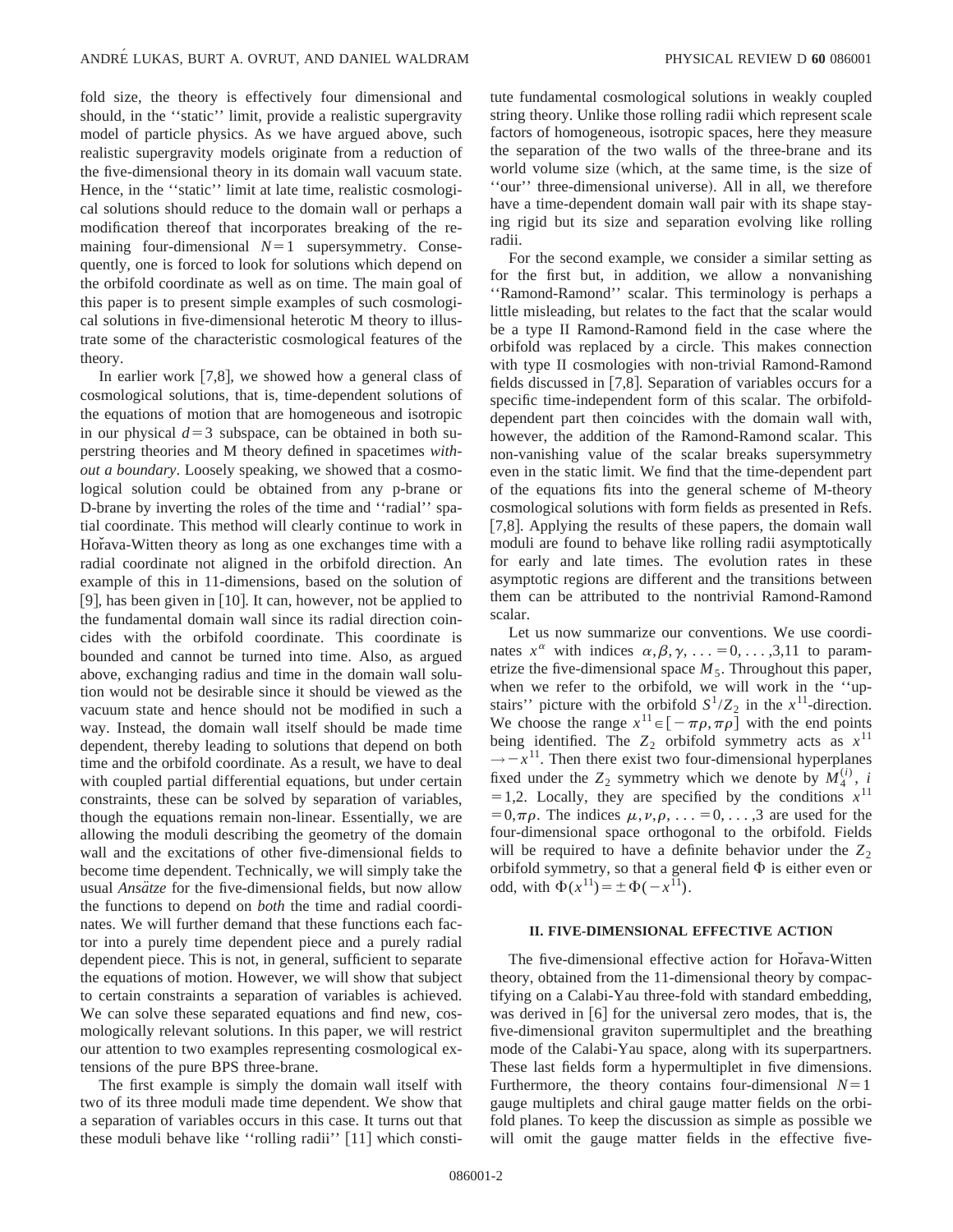fold size, the theory is effectively four dimensional and should, in the ''static'' limit, provide a realistic supergravity model of particle physics. As we have argued above, such realistic supergravity models originate from a reduction of the five-dimensional theory in its domain wall vacuum state. Hence, in the ''static'' limit at late time, realistic cosmological solutions should reduce to the domain wall or perhaps a modification thereof that incorporates breaking of the remaining four-dimensional $N=1$ supersymmetry. Consequently, one is forced to look for solutions which depend on the orbifold coordinate as well as on time. The main goal of this paper is to present simple examples of such cosmological solutions in five-dimensional heterotic M theory to illustrate some of the characteristic cosmological features of the theory.

In earlier work [7,8], we showed how a general class of cosmological solutions, that is, time-dependent solutions of the equations of motion that are homogeneous and isotropic in our physical $d=3$ subspace, can be obtained in both superstring theories and M theory defined in spacetimes *without a boundary*. Loosely speaking, we showed that a cosmological solution could be obtained from any p-brane or D-brane by inverting the roles of the time and ''radial'' spatial coordinate. This method will clearly continue to work in Hořava-Witten theory as long as one exchanges time with a radial coordinate not aligned in the orbifold direction. An example of this in 11-dimensions, based on the solution of [9], has been given in [10]. It can, however, not be applied to the fundamental domain wall since its radial direction coincides with the orbifold coordinate. This coordinate is bounded and cannot be turned into time. Also, as argued above, exchanging radius and time in the domain wall solution would not be desirable since it should be viewed as the vacuum state and hence should not be modified in such a way. Instead, the domain wall itself should be made time dependent, thereby leading to solutions that depend on both time and the orbifold coordinate. As a result, we have to deal with coupled partial differential equations, but under certain constraints, these can be solved by separation of variables, though the equations remain non-linear. Essentially, we are allowing the moduli describing the geometry of the domain wall and the excitations of other five-dimensional fields to become time dependent. Technically, we will simply take the usual *Ansätze* for the five-dimensional fields, but now allow the functions to depend on *both* the time and radial coordinates. We will further demand that these functions each factor into a purely time dependent piece and a purely radial dependent piece. This is not, in general, sufficient to separate the equations of motion. However, we will show that subject to certain constraints a separation of variables is achieved. We can solve these separated equations and find new, cosmologically relevant solutions. In this paper, we will restrict our attention to two examples representing cosmological extensions of the pure BPS three-brane.

The first example is simply the domain wall itself with two of its three moduli made time dependent. We show that a separation of variables occurs in this case. It turns out that these moduli behave like ''rolling radii'' [11] which constitute fundamental cosmological solutions in weakly coupled string theory. Unlike those rolling radii which represent scale factors of homogeneous, isotropic spaces, here they measure the separation of the two walls of the three-brane and its world volume size (which, at the same time, is the size of ''our'' three-dimensional universe). All in all, we therefore have a time-dependent domain wall pair with its shape staying rigid but its size and separation evolving like rolling radii.

For the second example, we consider a similar setting as for the first but, in addition, we allow a nonvanishing ''Ramond-Ramond'' scalar. This terminology is perhaps a little misleading, but relates to the fact that the scalar would be a type II Ramond-Ramond field in the case where the orbifold was replaced by a circle. This makes connection with type II cosmologies with non-trivial Ramond-Ramond fields discussed in [7,8]. Separation of variables occurs for a specific time-independent form of this scalar. The orbifold-dependent part then coincides with the domain wall with, however, the addition of the Ramond-Ramond scalar. This non-vanishing value of the scalar breaks supersymmetry even in the static limit. We find that the time-dependent part of the equations fits into the general scheme of M-theory cosmological solutions with form fields as presented in Refs. [7,8]. Applying the results of these papers, the domain wall moduli are found to behave like rolling radii asymptotically for early and late times. The evolution rates in these asymptotic regions are different and the transitions between them can be attributed to the nontrivial Ramond-Ramond scalar.

Let us now summarize our conventions. We use coordinates $x^\alpha$ with indices $\alpha,\beta,\gamma,\ldots=0,\ldots,3,11$ to parametrize the five-dimensional space $M_5$. Throughout this paper, when we refer to the orbifold, we will work in the ''upstairs'' picture with the orbifold $S^1/Z_2$ in the $x^{11}$-direction. We choose the range $x^{11}\in[-\pi\rho,\pi\rho]$ with the end points being identified. The $Z_2$ orbifold symmetry acts as $x^{11}\to -x^{11}$. Then there exist two four-dimensional hyperplanes fixed under the $Z_2$ symmetry which we denote by $M_4^{(i)}$, $i=1,2$. Locally, they are specified by the conditions $x^{11}=0,\pi\rho$. The indices $\mu,\nu,\rho,\ldots=0,\ldots,3$ are used for the four-dimensional space orthogonal to the orbifold. Fields will be required to have a definite behavior under the $Z_2$ orbifold symmetry, so that a general field $\Phi$ is either even or odd, with $\Phi(x^{11})=\pm\Phi(-x^{11})$.

## II. FIVE-DIMENSIONAL EFFECTIVE ACTION

The five-dimensional effective action for Hořava-Witten theory, obtained from the 11-dimensional theory by compactifying on a Calabi-Yau three-fold with standard embedding, was derived in [6] for the universal zero modes, that is, the five-dimensional graviton supermultiplet and the breathing mode of the Calabi-Yau space, along with its superpartners. These last fields form a hypermultiplet in five dimensions. Furthermore, the theory contains four-dimensional $N=1$ gauge multiplets and chiral gauge matter fields on the orbifold planes. To keep the discussion as simple as possible we will omit the gauge matter fields in the effective five-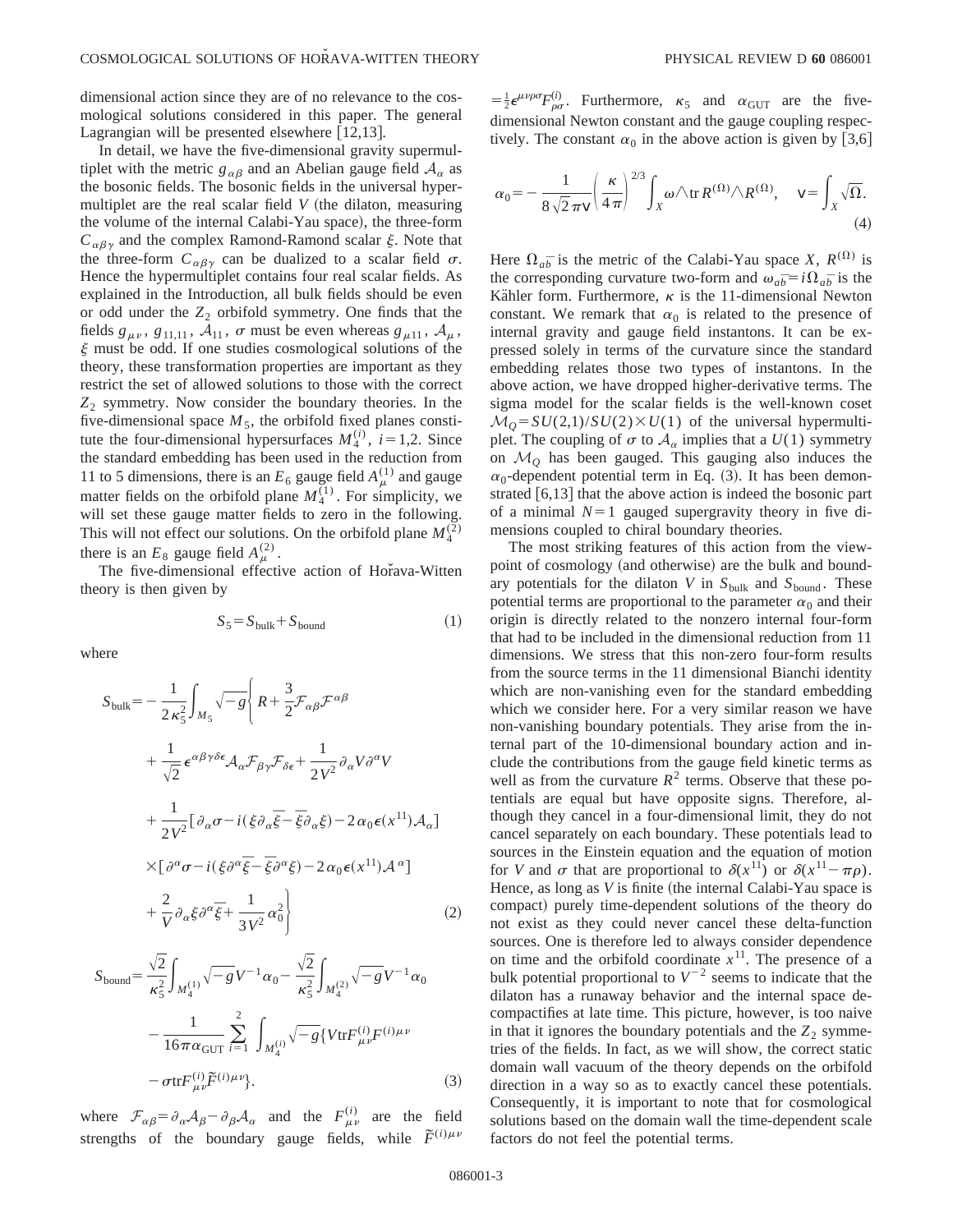dimensional action since they are of no relevance to the cosmological solutions considered in this paper. The general Lagrangian will be presented elsewhere [12,13].

In detail, we have the five-dimensional gravity supermultiplet with the metric $g_{\alpha\beta}$ and an Abelian gauge field $\mathcal{A}_\alpha$ as the bosonic fields. The bosonic fields in the universal hypermultiplet are the real scalar field $V$ (the dilaton, measuring the volume of the internal Calabi-Yau space), the three-form $C_{\alpha\beta\gamma}$ and the complex Ramond-Ramond scalar $\xi$. Note that the three-form $C_{\alpha\beta\gamma}$ can be dualized to a scalar field $\sigma$. Hence the hypermultiplet contains four real scalar fields. As explained in the Introduction, all bulk fields should be even or odd under the $Z_2$ orbifold symmetry. One finds that the fields $g_{\mu\nu}$, $g_{11,11}$, $\mathcal{A}_{11}$, $\sigma$ must be even whereas $g_{\mu 11}$, $\mathcal{A}_\mu$, $\xi$ must be odd. If one studies cosmological solutions of the theory, these transformation properties are important as they restrict the set of allowed solutions to those with the correct $Z_2$ symmetry. Now consider the boundary theories. In the five-dimensional space $M_5$, the orbifold fixed planes constitute the four-dimensional hypersurfaces $M_4^{(i)}$, $i=1,2$. Since the standard embedding has been used in the reduction from 11 to 5 dimensions, there is an $E_6$ gauge field $A_\mu^{(1)}$ and gauge matter fields on the orbifold plane $M_4^{(1)}$. For simplicity, we will set these gauge matter fields to zero in the following. This will not effect our solutions. On the orbifold plane $M_4^{(2)}$ there is an $E_8$ gauge field $A_\mu^{(2)}$.

The five-dimensional effective action of Hořava-Witten theory is then given by

$$S_5 = S_{\text{bulk}} + S_{\text{bound}} \tag{1}$$

where

$$\begin{aligned}
S_{\text{bulk}} = -\frac{1}{2\kappa_5^2}\int_{M_5}\sqrt{-g}\Bigg\{ & R + \frac{3}{2}\mathcal{F}_{\alpha\beta}\mathcal{F}^{\alpha\beta} \\
& + \frac{1}{\sqrt{2}}\epsilon^{\alpha\beta\gamma\delta\epsilon}\mathcal{A}_\alpha\mathcal{F}_{\beta\gamma}\mathcal{F}_{\delta\epsilon} + \frac{1}{2V^2}\partial_\alpha V\partial^\alpha V \\
& + \frac{1}{2V^2}[\partial_\alpha\sigma - i(\xi\partial_\alpha\bar{\xi} - \bar{\xi}\partial_\alpha\xi) - 2\alpha_0\epsilon(x^{11})\mathcal{A}_\alpha] \\
& \times[\partial^\alpha\sigma - i(\xi\partial^\alpha\bar{\xi} - \bar{\xi}\partial^\alpha\xi) - 2\alpha_0\epsilon(x^{11})\mathcal{A}^\alpha] \\
& + \frac{2}{V}\partial_\alpha\xi\partial^\alpha\bar{\xi} + \frac{1}{3V^2}\alpha_0^2\Bigg\}
\end{aligned} \tag{2}$$

$$\begin{aligned}
S_{\text{bound}} = & \frac{\sqrt{2}}{\kappa_5^2}\int_{M_4^{(1)}}\sqrt{-g}V^{-1}\alpha_0 - \frac{\sqrt{2}}{\kappa_5^2}\int_{M_4^{(2)}}\sqrt{-g}V^{-1}\alpha_0 \\
& - \frac{1}{16\pi\alpha_{\text{GUT}}}\sum_{i=1}^{2}\int_{M_4^{(i)}}\sqrt{-g}\{V\text{tr}F_{\mu\nu}^{(i)}F^{(i)\mu\nu} \\
& - \sigma\text{tr}F_{\mu\nu}^{(i)}\tilde{F}^{(i)\mu\nu}\}.
\end{aligned} \tag{3}$$

where $\mathcal{F}_{\alpha\beta} = \partial_\alpha\mathcal{A}_\beta - \partial_\beta\mathcal{A}_\alpha$ and the $F_{\mu\nu}^{(i)}$ are the field strengths of the boundary gauge fields, while $\tilde{F}^{(i)\mu\nu} = \frac{1}{2}\epsilon^{\mu\nu\rho\sigma}F_{\rho\sigma}^{(i)}$. Furthermore, $\kappa_5$ and $\alpha_{\text{GUT}}$ are the five-dimensional Newton constant and the gauge coupling respectively. The constant $\alpha_0$ in the above action is given by [3,6]

$$\alpha_0 = -\frac{1}{8\sqrt{2}\pi \mathsf{v}}\left(\frac{\kappa}{4\pi}\right)^{2/3}\int_X \omega\wedge\text{tr}\,R^{(\Omega)}\wedge R^{(\Omega)}, \quad \mathsf{v} = \int_X\sqrt{\Omega}. \tag{4}$$

Here $\Omega_{a\bar{b}}$ is the metric of the Calabi-Yau space $X$, $R^{(\Omega)}$ is the corresponding curvature two-form and $\omega_{a\bar{b}} = i\Omega_{a\bar{b}}$ is the Kähler form. Furthermore, $\kappa$ is the 11-dimensional Newton constant. We remark that $\alpha_0$ is related to the presence of internal gravity and gauge field instantons. It can be expressed solely in terms of the curvature since the standard embedding relates those two types of instantons. In the above action, we have dropped higher-derivative terms. The sigma model for the scalar fields is the well-known coset $\mathcal{M}_Q = SU(2,1)/SU(2)\times U(1)$ of the universal hypermultiplet. The coupling of $\sigma$ to $\mathcal{A}_\alpha$ implies that a $U(1)$ symmetry on $\mathcal{M}_Q$ has been gauged. This gauging also induces the $\alpha_0$-dependent potential term in Eq. (3). It has been demonstrated [6,13] that the above action is indeed the bosonic part of a minimal $N=1$ gauged supergravity theory in five dimensions coupled to chiral boundary theories.

The most striking features of this action from the viewpoint of cosmology (and otherwise) are the bulk and boundary potentials for the dilaton $V$ in $S_{\text{bulk}}$ and $S_{\text{bound}}$. These potential terms are proportional to the parameter $\alpha_0$ and their origin is directly related to the nonzero internal four-form that had to be included in the dimensional reduction from 11 dimensions. We stress that this non-zero four-form results from the source terms in the 11 dimensional Bianchi identity which are non-vanishing even for the standard embedding which we consider here. For a very similar reason we have non-vanishing boundary potentials. They arise from the internal part of the 10-dimensional boundary action and include the contributions from the gauge field kinetic terms as well as from the curvature $R^2$ terms. Observe that these potentials are equal but have opposite signs. Therefore, although they cancel in a four-dimensional limit, they do not cancel separately on each boundary. These potentials lead to sources in the Einstein equation and the equation of motion for $V$ and $\sigma$ that are proportional to $\delta(x^{11})$ or $\delta(x^{11}-\pi\rho)$. Hence, as long as $V$ is finite (the internal Calabi-Yau space is compact) purely time-dependent solutions of the theory do not exist as they could never cancel these delta-function sources. One is therefore led to always consider dependence on time and the orbifold coordinate $x^{11}$. The presence of a bulk potential proportional to $V^{-2}$ seems to indicate that the dilaton has a runaway behavior and the internal space decompactifies at late time. This picture, however, is too naive in that it ignores the boundary potentials and the $Z_2$ symmetries of the fields. In fact, as we will show, the correct static domain wall vacuum of the theory depends on the orbifold direction in a way so as to exactly cancel these potentials. Consequently, it is important to note that for cosmological solutions based on the domain wall the time-dependent scale factors do not feel the potential terms.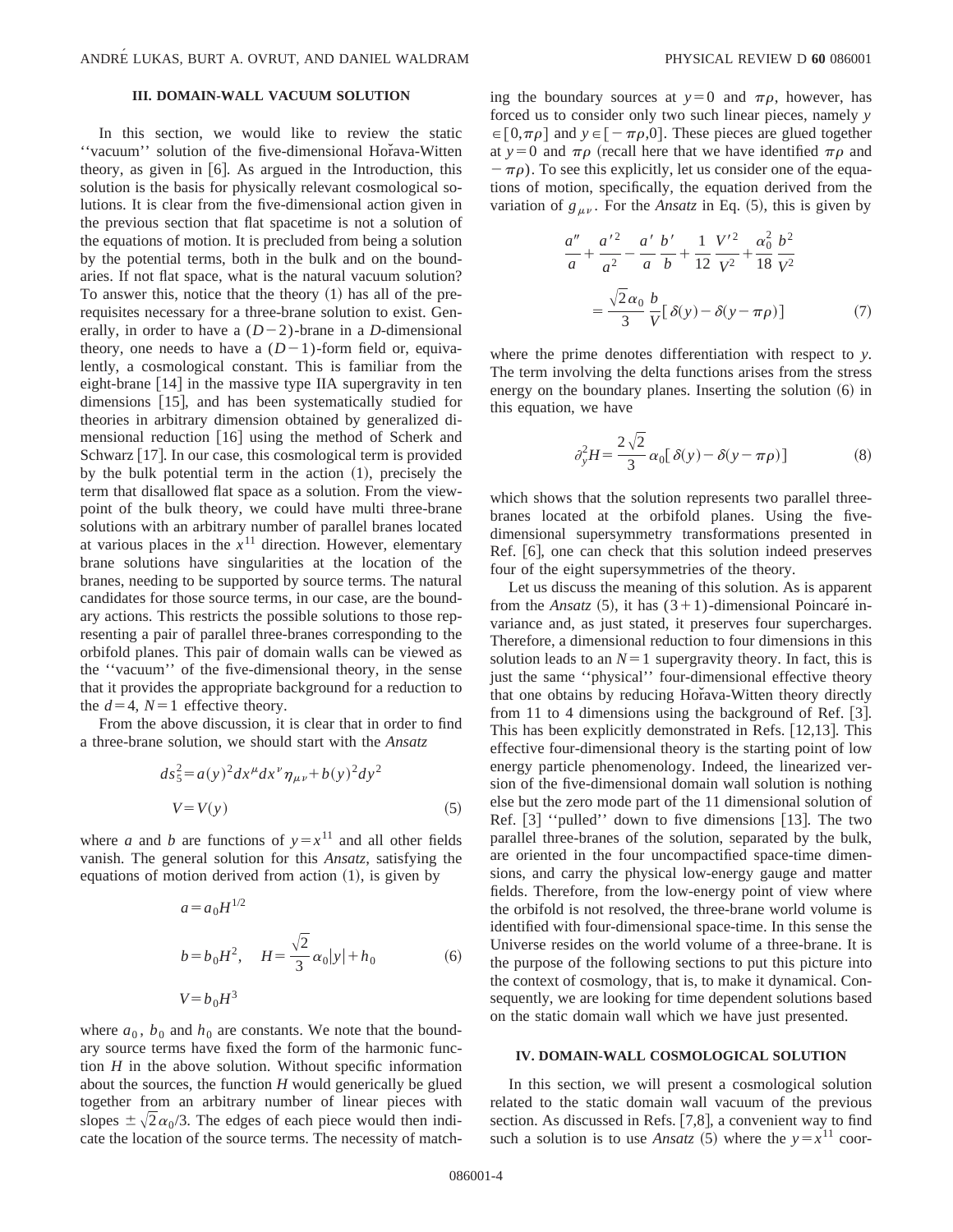## III. DOMAIN-WALL VACUUM SOLUTION

In this section, we would like to review the static ''vacuum'' solution of the five-dimensional Hořava-Witten theory, as given in [6]. As argued in the Introduction, this solution is the basis for physically relevant cosmological solutions. It is clear from the five-dimensional action given in the previous section that flat spacetime is not a solution of the equations of motion. It is precluded from being a solution by the potential terms, both in the bulk and on the boundaries. If not flat space, what is the natural vacuum solution? To answer this, notice that the theory (1) has all of the prerequisites necessary for a three-brane solution to exist. Generally, in order to have a $(D-2)$-brane in a $D$-dimensional theory, one needs to have a $(D-1)$-form field or, equivalently, a cosmological constant. This is familiar from the eight-brane [14] in the massive type IIA supergravity in ten dimensions [15], and has been systematically studied for theories in arbitrary dimension obtained by generalized dimensional reduction [16] using the method of Scherk and Schwarz [17]. In our case, this cosmological term is provided by the bulk potential term in the action (1), precisely the term that disallowed flat space as a solution. From the viewpoint of the bulk theory, we could have multi three-brane solutions with an arbitrary number of parallel branes located at various places in the $x^{11}$ direction. However, elementary brane solutions have singularities at the location of the branes, needing to be supported by source terms. The natural candidates for those source terms, in our case, are the boundary actions. This restricts the possible solutions to those representing a pair of parallel three-branes corresponding to the orbifold planes. This pair of domain walls can be viewed as the ''vacuum'' of the five-dimensional theory, in the sense that it provides the appropriate background for a reduction to the $d=4$, $N=1$ effective theory.

From the above discussion, it is clear that in order to find a three-brane solution, we should start with the *Ansatz*

$$
\begin{aligned}
ds_5^2 &= a(y)^2 dx^\mu dx^\nu \eta_{\mu\nu} + b(y)^2 dy^2 \\
V &= V(y)
\end{aligned}
\tag{5}
$$

where $a$ and $b$ are functions of $y=x^{11}$ and all other fields vanish. The general solution for this *Ansatz*, satisfying the equations of motion derived from action (1), is given by

$$
\begin{aligned}
a &= a_0 H^{1/2} \\
b &= b_0 H^2, \quad H = \frac{\sqrt{2}}{3}\alpha_0 |y| + h_0 \\
V &= b_0 H^3
\end{aligned}
\tag{6}
$$

where $a_0$, $b_0$ and $h_0$ are constants. We note that the boundary source terms have fixed the form of the harmonic function $H$ in the above solution. Without specific information about the sources, the function $H$ would generically be glued together from an arbitrary number of linear pieces with slopes $\pm\sqrt{2}\alpha_0/3$. The edges of each piece would then indicate the location of the source terms. The necessity of matching the boundary sources at $y=0$ and $\pi\rho$, however, has forced us to consider only two such linear pieces, namely $y\in[0,\pi\rho]$ and $y\in[-\pi\rho,0]$. These pieces are glued together at $y=0$ and $\pi\rho$ (recall here that we have identified $\pi\rho$ and $-\pi\rho$). To see this explicitly, let us consider one of the equations of motion, specifically, the equation derived from the variation of $g_{\mu\nu}$. For the *Ansatz* in Eq. (5), this is given by

$$
\frac{a''}{a} + \frac{a'^2}{a^2} - \frac{a'}{a}\frac{b'}{b} + \frac{1}{12}\frac{V'^2}{V^2} + \frac{\alpha_0^2}{18}\frac{b^2}{V^2} = \frac{\sqrt{2}\alpha_0}{3}\frac{b}{V}[\delta(y) - \delta(y-\pi\rho)]
\tag{7}
$$

where the prime denotes differentiation with respect to $y$. The term involving the delta functions arises from the stress energy on the boundary planes. Inserting the solution (6) in this equation, we have

$$
\partial_y^2 H = \frac{2\sqrt{2}}{3}\alpha_0[\delta(y) - \delta(y-\pi\rho)]
\tag{8}
$$

which shows that the solution represents two parallel three-branes located at the orbifold planes. Using the five-dimensional supersymmetry transformations presented in Ref. [6], one can check that this solution indeed preserves four of the eight supersymmetries of the theory.

Let us discuss the meaning of this solution. As is apparent from the *Ansatz* (5), it has $(3+1)$-dimensional Poincaré invariance and, as just stated, it preserves four supercharges. Therefore, a dimensional reduction to four dimensions in this solution leads to an $N=1$ supergravity theory. In fact, this is just the same ''physical'' four-dimensional effective theory that one obtains by reducing Hořava-Witten theory directly from 11 to 4 dimensions using the background of Ref. [3]. This has been explicitly demonstrated in Refs. [12,13]. This effective four-dimensional theory is the starting point of low energy particle phenomenology. Indeed, the linearized version of the five-dimensional domain wall solution is nothing else but the zero mode part of the 11 dimensional solution of Ref. [3] ''pulled'' down to five dimensions [13]. The two parallel three-branes of the solution, separated by the bulk, are oriented in the four uncompactified space-time dimensions, and carry the physical low-energy gauge and matter fields. Therefore, from the low-energy point of view where the orbifold is not resolved, the three-brane world volume is identified with four-dimensional space-time. In this sense the Universe resides on the world volume of a three-brane. It is the purpose of the following sections to put this picture into the context of cosmology, that is, to make it dynamical. Consequently, we are looking for time dependent solutions based on the static domain wall which we have just presented.

## IV. DOMAIN-WALL COSMOLOGICAL SOLUTION

In this section, we will present a cosmological solution related to the static domain wall vacuum of the previous section. As discussed in Refs. [7,8], a convenient way to find such a solution is to use *Ansatz* (5) where the $y=x^{11}$ coor-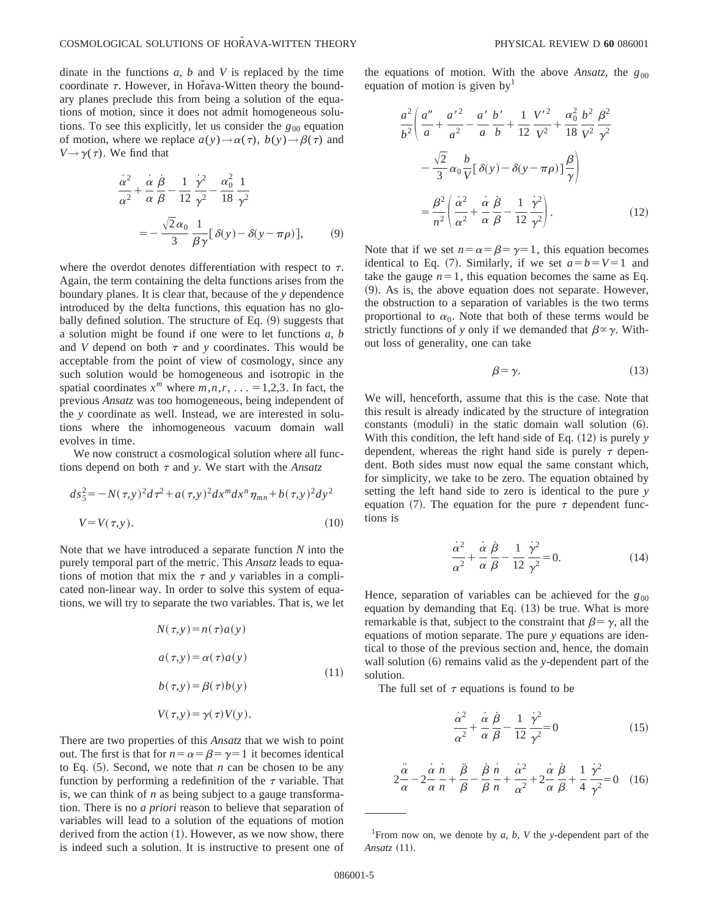dinate in the functions $a$, $b$ and $V$ is replaced by the time coordinate $\tau$. However, in Hořava-Witten theory the boundary planes preclude this from being a solution of the equations of motion, since it does not admit homogeneous solutions. To see this explicitly, let us consider the $g_{00}$ equation of motion, where we replace $a(y)\to\alpha(\tau)$, $b(y)\to\beta(\tau)$ and $V\to\gamma(\tau)$. We find that

$$\frac{\dot{\alpha}^2}{\alpha^2}+\frac{\dot{\alpha}}{\alpha}\frac{\dot{\beta}}{\beta}-\frac{1}{12}\frac{\dot{\gamma}^2}{\gamma^2}-\frac{\alpha_0^2}{18}\frac{1}{\gamma^2}=-\frac{\sqrt{2}\alpha_0}{3}\frac{1}{\beta\gamma}[\delta(y)-\delta(y-\pi\rho)], \tag{9}$$

where the overdot denotes differentiation with respect to $\tau$. Again, the term containing the delta functions arises from the boundary planes. It is clear that, because of the $y$ dependence introduced by the delta functions, this equation has no globally defined solution. The structure of Eq. (9) suggests that a solution might be found if one were to let functions $a$, $b$ and $V$ depend on both $\tau$ and $y$ coordinates. This would be acceptable from the point of view of cosmology, since any such solution would be homogeneous and isotropic in the spatial coordinates $x^m$ where $m,n,r,\ldots=1,2,3$. In fact, the previous *Ansatz* was too homogeneous, being independent of the $y$ coordinate as well. Instead, we are interested in solutions where the inhomogeneous vacuum domain wall evolves in time.

We now construct a cosmological solution where all functions depend on both $\tau$ and $y$. We start with the *Ansatz*

$$ds_5^2=-N(\tau,y)^2d\tau^2+a(\tau,y)^2dx^mdx^n\eta_{mn}+b(\tau,y)^2dy^2$$
$$V=V(\tau,y). \tag{10}$$

Note that we have introduced a separate function $N$ into the purely temporal part of the metric. This *Ansatz* leads to equations of motion that mix the $\tau$ and $y$ variables in a complicated non-linear way. In order to solve this system of equations, we will try to separate the two variables. That is, we let

$$\begin{aligned}N(\tau,y)&=n(\tau)a(y)\\ a(\tau,y)&=\alpha(\tau)a(y)\\ b(\tau,y)&=\beta(\tau)b(y)\\ V(\tau,y)&=\gamma(\tau)V(y).\end{aligned} \tag{11}$$

There are two properties of this *Ansatz* that we wish to point out. The first is that for $n=\alpha=\beta=\gamma=1$ it becomes identical to Eq. (5). Second, we note that $n$ can be chosen to be any function by performing a redefinition of the $\tau$ variable. That is, we can think of $n$ as being subject to a gauge transformation. There is no *a priori* reason to believe that separation of variables will lead to a solution of the equations of motion derived from the action (1). However, as we now show, there is indeed such a solution. It is instructive to present one of the equations of motion. With the above *Ansatz*, the $g_{00}$ equation of motion is given by[1]

$$\frac{a^2}{b^2}\left(\frac{a''}{a}+\frac{a'^2}{a^2}-\frac{a'}{a}\frac{b'}{b}+\frac{1}{12}\frac{V'^2}{V^2}+\frac{\alpha_0^2}{18}\frac{b^2}{V^2}\frac{\beta^2}{\gamma^2}-\frac{\sqrt{2}}{3}\alpha_0\frac{b}{V}[\delta(y)-\delta(y-\pi\rho)]\frac{\beta}{\gamma}\right)=\frac{\beta^2}{n^2}\left(\frac{\dot{\alpha}^2}{\alpha^2}+\frac{\dot{\alpha}}{\alpha}\frac{\dot{\beta}}{\beta}-\frac{1}{12}\frac{\dot{\gamma}^2}{\gamma^2}\right). \tag{12}$$

Note that if we set $n=\alpha=\beta=\gamma=1$, this equation becomes identical to Eq. (7). Similarly, if we set $a=b=V=1$ and take the gauge $n=1$, this equation becomes the same as Eq. (9). As is, the above equation does not separate. However, the obstruction to a separation of variables is the two terms proportional to $\alpha_0$. Note that both of these terms would be strictly functions of $y$ only if we demanded that $\beta\propto\gamma$. Without loss of generality, one can take

$$\beta=\gamma. \tag{13}$$

We will, henceforth, assume that this is the case. Note that this result is already indicated by the structure of integration constants (moduli) in the static domain wall solution (6). With this condition, the left hand side of Eq. (12) is purely $y$ dependent, whereas the right hand side is purely $\tau$ dependent. Both sides must now equal the same constant which, for simplicity, we take to be zero. The equation obtained by setting the left hand side to zero is identical to the pure $y$ equation (7). The equation for the pure $\tau$ dependent functions is

$$\frac{\dot{\alpha}^2}{\alpha^2}+\frac{\dot{\alpha}}{\alpha}\frac{\dot{\beta}}{\beta}-\frac{1}{12}\frac{\dot{\gamma}^2}{\gamma^2}=0. \tag{14}$$

Hence, separation of variables can be achieved for the $g_{00}$ equation by demanding that Eq. (13) be true. What is more remarkable is that, subject to the constraint that $\beta=\gamma$, all the equations of motion separate. The pure $y$ equations are identical to those of the previous section and, hence, the domain wall solution (6) remains valid as the $y$-dependent part of the solution.

The full set of $\tau$ equations is found to be

$$\frac{\dot{\alpha}^2}{\alpha^2}+\frac{\dot{\alpha}}{\alpha}\frac{\dot{\beta}}{\beta}-\frac{1}{12}\frac{\dot{\gamma}^2}{\gamma^2}=0 \tag{15}$$

$$2\frac{\ddot{\alpha}}{\alpha}-2\frac{\dot{\alpha}}{\alpha}\frac{\dot{n}}{n}+\frac{\ddot{\beta}}{\beta}-\frac{\dot{\beta}}{\beta}\frac{\dot{n}}{n}+\frac{\dot{\alpha}^2}{\alpha^2}+2\frac{\dot{\alpha}}{\alpha}\frac{\dot{\beta}}{\beta}+\frac{1}{4}\frac{\dot{\gamma}^2}{\gamma^2}=0 \tag{16}$$

[1]From now on, we denote by $a$, $b$, $V$ the $y$-dependent part of the *Ansatz* (11).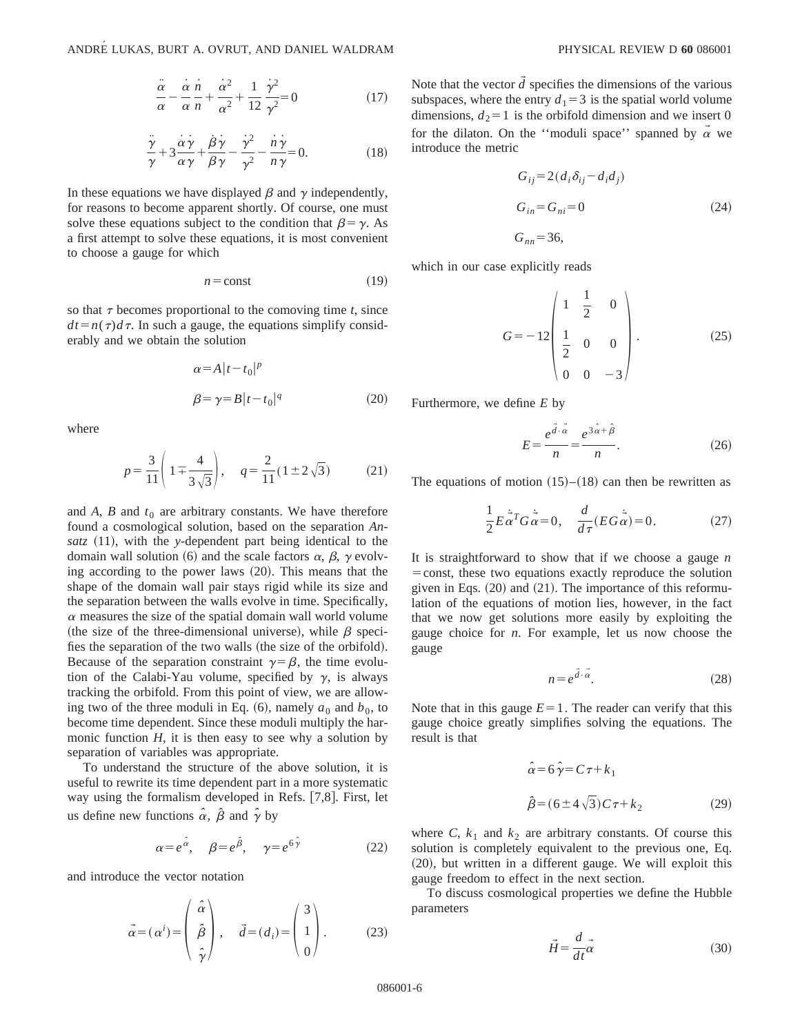$$\frac{\ddot{\alpha}}{\alpha} - \frac{\dot{\alpha}}{\alpha}\frac{\dot{n}}{n} + \frac{\dot{\alpha}^2}{\alpha^2} + \frac{1}{12}\frac{\dot{\gamma}^2}{\gamma^2} = 0 \tag{17}$$

$$\frac{\ddot{\gamma}}{\gamma} + 3\frac{\dot{\alpha}\dot{\gamma}}{\alpha\gamma} + \frac{\dot{\beta}\dot{\gamma}}{\beta\gamma} - \frac{\dot{\gamma}^2}{\gamma^2} - \frac{\dot{n}\dot{\gamma}}{n\gamma} = 0. \tag{18}$$

In these equations we have displayed $\beta$ and $\gamma$ independently, for reasons to become apparent shortly. Of course, one must solve these equations subject to the condition that $\beta = \gamma$. As a first attempt to solve these equations, it is most convenient to choose a gauge for which

$$n = \text{const} \tag{19}$$

so that $\tau$ becomes proportional to the comoving time $t$, since $dt = n(\tau)d\tau$. In such a gauge, the equations simplify considerably and we obtain the solution

$$\alpha = A|t-t_0|^p$$
$$\beta = \gamma = B|t-t_0|^q \tag{20}$$

where

$$p = \frac{3}{11}\left(1 \mp \frac{4}{3\sqrt{3}}\right), \quad q = \frac{2}{11}(1 \pm 2\sqrt{3}) \tag{21}$$

and $A$, $B$ and $t_0$ are arbitrary constants. We have therefore found a cosmological solution, based on the separation *Ansatz* (11), with the $y$-dependent part being identical to the domain wall solution (6) and the scale factors $\alpha$, $\beta$, $\gamma$ evolving according to the power laws (20). This means that the shape of the domain wall pair stays rigid while its size and the separation between the walls evolve in time. Specifically, $\alpha$ measures the size of the spatial domain wall world volume (the size of the three-dimensional universe), while $\beta$ specifies the separation of the two walls (the size of the orbifold). Because of the separation constraint $\gamma = \beta$, the time evolution of the Calabi-Yau volume, specified by $\gamma$, is always tracking the orbifold. From this point of view, we are allowing two of the three moduli in Eq. (6), namely $a_0$ and $b_0$, to become time dependent. Since these moduli multiply the harmonic function $H$, it is then easy to see why a solution by separation of variables was appropriate.

To understand the structure of the above solution, it is useful to rewrite its time dependent part in a more systematic way using the formalism developed in Refs. [7,8]. First, let us define new functions $\hat{\alpha}$, $\hat{\beta}$ and $\hat{\gamma}$ by

$$\alpha = e^{\hat{\alpha}}, \quad \beta = e^{\hat{\beta}}, \quad \gamma = e^{6\hat{\gamma}} \tag{22}$$

and introduce the vector notation

$$\vec{\alpha} = (\alpha^i) = \begin{pmatrix} \hat{\alpha} \\ \hat{\beta} \\ \hat{\gamma} \end{pmatrix}, \quad \vec{d} = (d_i) = \begin{pmatrix} 3 \\ 1 \\ 0 \end{pmatrix}. \tag{23}$$

Note that the vector $\vec{d}$ specifies the dimensions of the various subspaces, where the entry $d_1 = 3$ is the spatial world volume dimensions, $d_2 = 1$ is the orbifold dimension and we insert 0 for the dilaton. On the "moduli space" spanned by $\vec{\alpha}$ we introduce the metric

$$G_{ij} = 2(d_i\delta_{ij} - d_i d_j)$$
$$G_{in} = G_{ni} = 0 \tag{24}$$
$$G_{nn} = 36,$$

which in our case explicitly reads

$$G = -12\begin{pmatrix} 1 & \frac{1}{2} & 0 \\ \frac{1}{2} & 0 & 0 \\ 0 & 0 & -3 \end{pmatrix}. \tag{25}$$

Furthermore, we define $E$ by

$$E = \frac{e^{\vec{d}\cdot\vec{\alpha}}}{n} = \frac{e^{3\hat{\alpha}+\hat{\beta}}}{n}. \tag{26}$$

The equations of motion (15)–(18) can then be rewritten as

$$\frac{1}{2}E\dot{\vec{\alpha}}^T G\dot{\vec{\alpha}} = 0, \quad \frac{d}{d\tau}(EG\dot{\vec{\alpha}}) = 0. \tag{27}$$

It is straightforward to show that if we choose a gauge $n = \text{const}$, these two equations exactly reproduce the solution given in Eqs. (20) and (21). The importance of this reformulation of the equations of motion lies, however, in the fact that we now get solutions more easily by exploiting the gauge choice for $n$. For example, let us now choose the gauge

$$n = e^{\vec{d}\cdot\vec{\alpha}}. \tag{28}$$

Note that in this gauge $E = 1$. The reader can verify that this gauge choice greatly simplifies solving the equations. The result is that

$$\hat{\alpha} = 6\hat{\gamma} = C\tau + k_1$$
$$\hat{\beta} = (6 \pm 4\sqrt{3})C\tau + k_2 \tag{29}$$

where $C$, $k_1$ and $k_2$ are arbitrary constants. Of course this solution is completely equivalent to the previous one, Eq. (20), but written in a different gauge. We will exploit this gauge freedom to effect in the next section.

To discuss cosmological properties we define the Hubble parameters

$$\vec{H} = \frac{d}{dt}\vec{\alpha} \tag{30}$$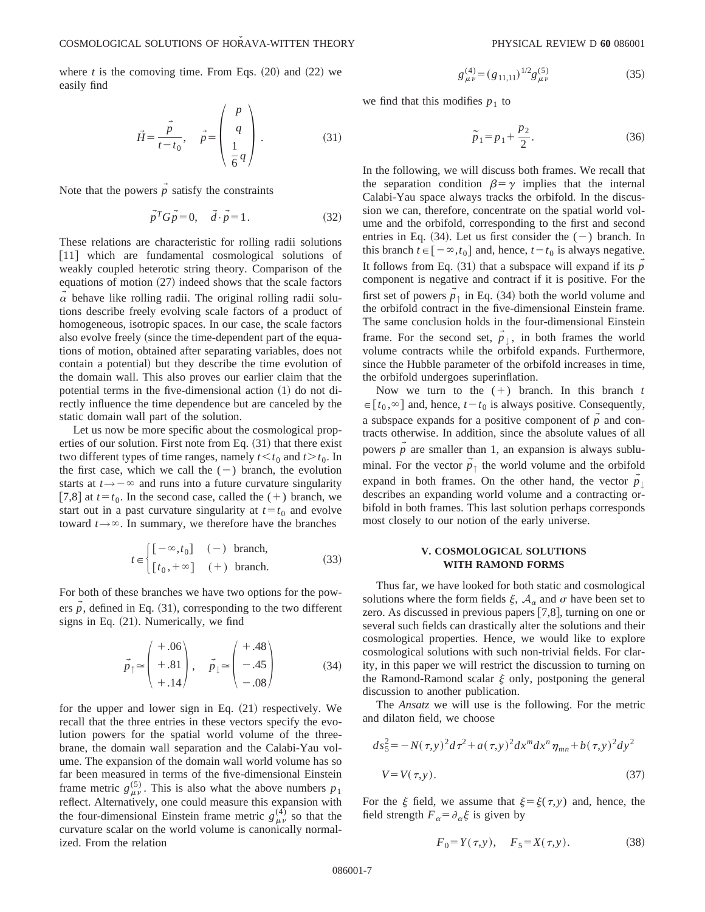where $t$ is the comoving time. From Eqs. (20) and (22) we easily find

$$\vec{H}=\frac{\vec{p}}{t-t_0}, \quad \vec{p}=\begin{pmatrix} p \\ q \\ \frac{1}{6}q \end{pmatrix}. \tag{31}$$

Note that the powers $\vec{p}$ satisfy the constraints

$$\vec{p}^T G \vec{p}=0, \quad \vec{d}\cdot\vec{p}=1. \tag{32}$$

These relations are characteristic for rolling radii solutions [11] which are fundamental cosmological solutions of weakly coupled heterotic string theory. Comparison of the equations of motion (27) indeed shows that the scale factors $\vec{\alpha}$ behave like rolling radii. The original rolling radii solutions describe freely evolving scale factors of a product of homogeneous, isotropic spaces. In our case, the scale factors also evolve freely (since the time-dependent part of the equations of motion, obtained after separating variables, does not contain a potential) but they describe the time evolution of the domain wall. This also proves our earlier claim that the potential terms in the five-dimensional action (1) do not directly influence the time dependence but are canceled by the static domain wall part of the solution.

Let us now be more specific about the cosmological properties of our solution. First note from Eq. (31) that there exist two different types of time ranges, namely $t<t_0$ and $t>t_0$. In the first case, which we call the $(-)$ branch, the evolution starts at $t\rightarrow -\infty$ and runs into a future curvature singularity [7,8] at $t=t_0$. In the second case, called the $(+)$ branch, we start out in a past curvature singularity at $t=t_0$ and evolve toward $t\rightarrow\infty$. In summary, we therefore have the branches

$$t\in\begin{cases}[-\infty,t_0] & (-)\ \text{branch}, \\ [t_0,+\infty] & (+)\ \text{branch}.\end{cases} \tag{33}$$

For both of these branches we have two options for the powers $\vec{p}$, defined in Eq. (31), corresponding to the two different signs in Eq. (21). Numerically, we find

$$\vec{p}_\uparrow\simeq\begin{pmatrix} +.06 \\ +.81 \\ +.14 \end{pmatrix}, \quad \vec{p}_\downarrow\simeq\begin{pmatrix} +.48 \\ -.45 \\ -.08 \end{pmatrix} \tag{34}$$

for the upper and lower sign in Eq. (21) respectively. We recall that the three entries in these vectors specify the evolution powers for the spatial world volume of the three-brane, the domain wall separation and the Calabi-Yau volume. The expansion of the domain wall world volume has so far been measured in terms of the five-dimensional Einstein frame metric $g_{\mu\nu}^{(5)}$. This is also what the above numbers $p_1$ reflect. Alternatively, one could measure this expansion with the four-dimensional Einstein frame metric $g_{\mu\nu}^{(4)}$ so that the curvature scalar on the world volume is canonically normalized. From the relation

$$g_{\mu\nu}^{(4)}=(g_{11,11})^{1/2}g_{\mu\nu}^{(5)} \tag{35}$$

we find that this modifies $p_1$ to

$$\tilde{p}_1=p_1+\frac{p_2}{2}. \tag{36}$$

In the following, we will discuss both frames. We recall that the separation condition $\beta=\gamma$ implies that the internal Calabi-Yau space always tracks the orbifold. In the discussion we can, therefore, concentrate on the spatial world volume and the orbifold, corresponding to the first and second entries in Eq. (34). Let us first consider the $(-)$ branch. In this branch $t\in[-\infty,t_0]$ and, hence, $t-t_0$ is always negative. It follows from Eq. (31) that a subspace will expand if its $\vec{p}$ component is negative and contract if it is positive. For the first set of powers $\vec{p}_\uparrow$ in Eq. (34) both the world volume and the orbifold contract in the five-dimensional Einstein frame. The same conclusion holds in the four-dimensional Einstein frame. For the second set, $\vec{p}_\downarrow$, in both frames the world volume contracts while the orbifold expands. Furthermore, since the Hubble parameter of the orbifold increases in time, the orbifold undergoes superinflation.

Now we turn to the $(+)$ branch. In this branch $t\in[t_0,\infty]$ and, hence, $t-t_0$ is always positive. Consequently, a subspace expands for a positive component of $\vec{p}$ and contracts otherwise. In addition, since the absolute values of all powers $\vec{p}$ are smaller than 1, an expansion is always subluminal. For the vector $\vec{p}_\uparrow$ the world volume and the orbifold expand in both frames. On the other hand, the vector $\vec{p}_\downarrow$ describes an expanding world volume and a contracting orbifold in both frames. This last solution perhaps corresponds most closely to our notion of the early universe.

## V. COSMOLOGICAL SOLUTIONS WITH RAMOND FORMS

Thus far, we have looked for both static and cosmological solutions where the form fields $\xi$, $\mathcal{A}_\alpha$ and $\sigma$ have been set to zero. As discussed in previous papers [7,8], turning on one or several such fields can drastically alter the solutions and their cosmological properties. Hence, we would like to explore cosmological solutions with such non-trivial fields. For clarity, in this paper we will restrict the discussion to turning on the Ramond-Ramond scalar $\xi$ only, postponing the general discussion to another publication.

The *Ansatz* we will use is the following. For the metric and dilaton field, we choose

$$ds_5^2=-N(\tau,y)^2d\tau^2+a(\tau,y)^2dx^mdx^n\eta_{mn}+b(\tau,y)^2dy^2$$
$$V=V(\tau,y). \tag{37}$$

For the $\xi$ field, we assume that $\xi=\xi(\tau,y)$ and, hence, the field strength $F_\alpha=\partial_\alpha\xi$ is given by

$$F_0=Y(\tau,y), \quad F_5=X(\tau,y). \tag{38}$$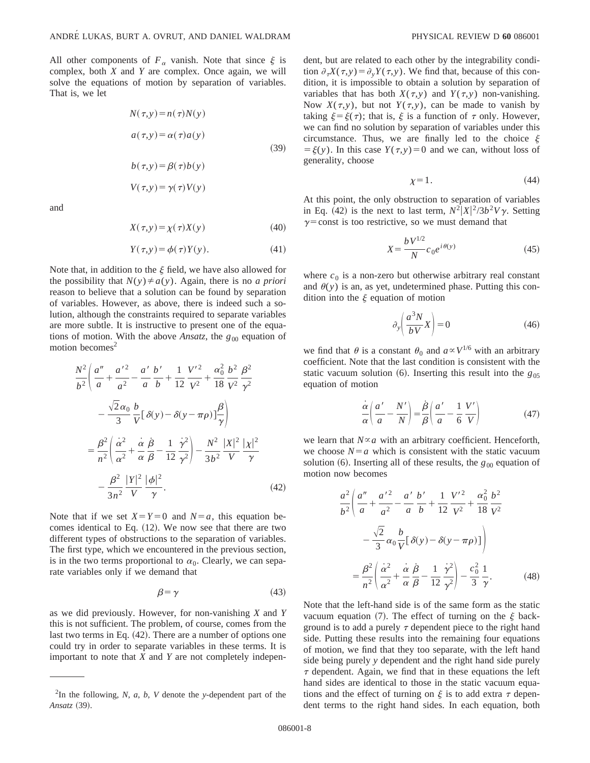All other components of $F_\alpha$ vanish. Note that since $\xi$ is complex, both $X$ and $Y$ are complex. Once again, we will solve the equations of motion by separation of variables. That is, we let

$$
\begin{aligned}
N(\tau,y) &= n(\tau)N(y)\\
a(\tau,y) &= \alpha(\tau)a(y)\\
b(\tau,y) &= \beta(\tau)b(y)\\
V(\tau,y) &= \gamma(\tau)V(y)
\end{aligned}
\tag{39}
$$

and

$$X(\tau,y)=\chi(\tau)X(y) \tag{40}$$

$$Y(\tau,y)=\phi(\tau)Y(y). \tag{41}$$

Note that, in addition to the $\xi$ field, we have also allowed for the possibility that $N(y)\neq a(y)$. Again, there is no *a priori* reason to believe that a solution can be found by separation of variables. However, as above, there is indeed such a solution, although the constraints required to separate variables are more subtle. It is instructive to present one of the equations of motion. With the above *Ansatz*, the $g_{00}$ equation of motion becomes[2]

$$
\begin{aligned}
&\frac{N^2}{b^2}\left(\frac{a''}{a}+\frac{a'^2}{a^2}-\frac{a'}{a}\frac{b'}{b}+\frac{1}{12}\frac{V'^2}{V^2}+\frac{\alpha_0^2}{18}\frac{b^2}{V^2}\frac{\beta^2}{\gamma^2}\right.\\
&\qquad\left.-\frac{\sqrt{2}\alpha_0}{3}\frac{b}{V}[\delta(y)-\delta(y-\pi\rho)]\frac{\beta}{\gamma}\right)\\
&=\frac{\beta^2}{n^2}\left(\frac{\dot\alpha^2}{\alpha^2}+\frac{\dot\alpha}{\alpha}\frac{\dot\beta}{\beta}-\frac{1}{12}\frac{\dot\gamma^2}{\gamma^2}\right)-\frac{N^2}{3b^2}\frac{|X|^2}{V}\frac{|\chi|^2}{\gamma}\\
&\qquad-\frac{\beta^2}{3n^2}\frac{|Y|^2}{V}\frac{|\phi|^2}{\gamma}.
\end{aligned}
\tag{42}
$$

Note that if we set $X=Y=0$ and $N=a$, this equation becomes identical to Eq. (12). We now see that there are two different types of obstructions to the separation of variables. The first type, which we encountered in the previous section, is in the two terms proportional to $\alpha_0$. Clearly, we can separate variables only if we demand that

$$\beta=\gamma \tag{43}$$

as we did previously. However, for non-vanishing $X$ and $Y$ this is not sufficient. The problem, of course, comes from the last two terms in Eq. (42). There are a number of options one could try in order to separate variables in these terms. It is important to note that $X$ and $Y$ are not completely independent, but are related to each other by the integrability condition $\partial_\tau X(\tau,y)=\partial_y Y(\tau,y)$. We find that, because of this condition, it is impossible to obtain a solution by separation of variables that has both $X(\tau,y)$ and $Y(\tau,y)$ non-vanishing. Now $X(\tau,y)$, but not $Y(\tau,y)$, can be made to vanish by taking $\xi=\xi(\tau)$; that is, $\xi$ is a function of $\tau$ only. However, we can find no solution by separation of variables under this circumstance. Thus, we are finally led to the choice $\xi=\xi(y)$. In this case $Y(\tau,y)=0$ and we can, without loss of generality, choose

$$\chi=1. \tag{44}$$

At this point, the only obstruction to separation of variables in Eq. (42) is the next to last term, $N^2|X|^2/3b^2V\gamma$. Setting $\gamma=\text{const}$ is too restrictive, so we must demand that

$$X=\frac{bV^{1/2}}{N}c_0e^{i\theta(y)} \tag{45}$$

where $c_0$ is a non-zero but otherwise arbitrary real constant and $\theta(y)$ is an, as yet, undetermined phase. Putting this condition into the $\xi$ equation of motion

$$\partial_y\left(\frac{a^3N}{bV}X\right)=0 \tag{46}$$

we find that $\theta$ is a constant $\theta_0$ and $a\propto V^{1/6}$ with an arbitrary coefficient. Note that the last condition is consistent with the static vacuum solution (6). Inserting this result into the $g_{05}$ equation of motion

$$\frac{\dot\alpha}{\alpha}\left(\frac{a'}{a}-\frac{N'}{N}\right)=\frac{\dot\beta}{\beta}\left(\frac{a'}{a}-\frac{1}{6}\frac{V'}{V}\right) \tag{47}$$

we learn that $N\propto a$ with an arbitrary coefficient. Henceforth, we choose $N=a$ which is consistent with the static vacuum solution (6). Inserting all of these results, the $g_{00}$ equation of motion now becomes

$$
\begin{aligned}
&\frac{a^2}{b^2}\left(\frac{a''}{a}+\frac{a'^2}{a^2}-\frac{a'}{a}\frac{b'}{b}+\frac{1}{12}\frac{V'^2}{V^2}+\frac{\alpha_0^2}{18}\frac{b^2}{V^2}\right.\\
&\qquad\left.-\frac{\sqrt{2}}{3}\alpha_0\frac{b}{V}[\delta(y)-\delta(y-\pi\rho)]\right)\\
&=\frac{\beta^2}{n^2}\left(\frac{\dot\alpha^2}{\alpha^2}+\frac{\dot\alpha}{\alpha}\frac{\dot\beta}{\beta}-\frac{1}{12}\frac{\dot\gamma^2}{\gamma^2}\right)-\frac{c_0^2}{3}\frac{1}{\gamma}.
\end{aligned}
\tag{48}
$$

Note that the left-hand side is of the same form as the static vacuum equation (7). The effect of turning on the $\xi$ background is to add a purely $\tau$ dependent piece to the right hand side. Putting these results into the remaining four equations of motion, we find that they too separate, with the left hand side being purely $y$ dependent and the right hand side purely $\tau$ dependent. Again, we find that in these equations the left hand sides are identical to those in the static vacuum equations and the effect of turning on $\xi$ is to add extra $\tau$ dependent terms to the right hand sides. In each equation, both

---

[2] In the following, $N$, $a$, $b$, $V$ denote the $y$-dependent part of the *Ansatz* (39).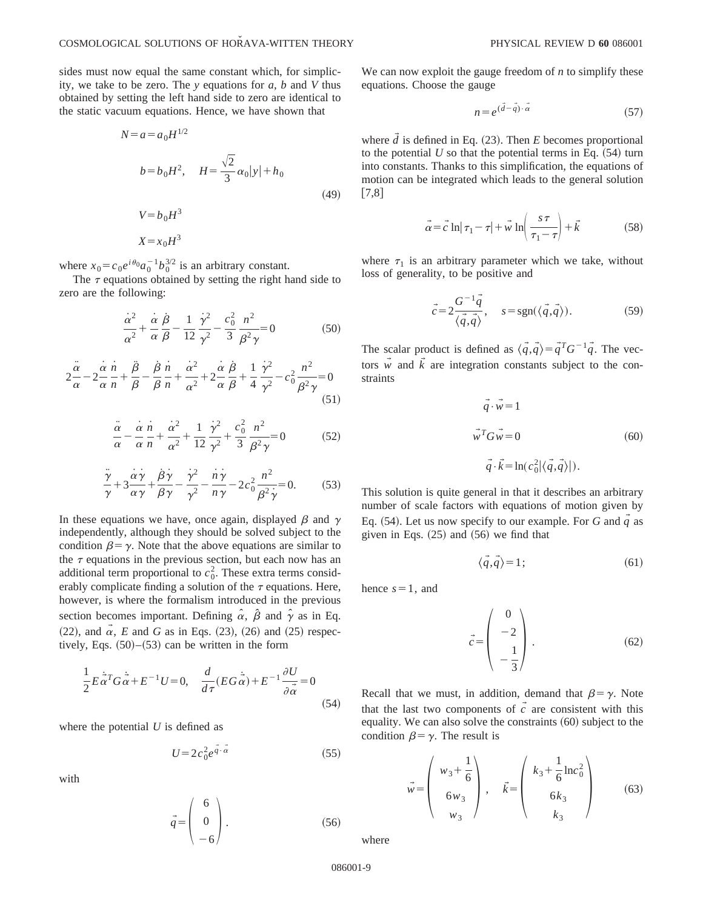sides must now equal the same constant which, for simplicity, we take to be zero. The $y$ equations for $a$, $b$ and $V$ thus obtained by setting the left hand side to zero are identical to the static vacuum equations. Hence, we have shown that

$$
\begin{aligned}
N&=a=a_0 H^{1/2}\\
b&=b_0 H^2, \quad H=\frac{\sqrt{2}}{3}\alpha_0|y|+h_0\\
V&=b_0 H^3\\
X&=x_0 H^3
\end{aligned}
\tag{49}
$$

where $x_0=c_0 e^{i\theta_0}a_0^{-1}b_0^{3/2}$ is an arbitrary constant.

The $\tau$ equations obtained by setting the right hand side to zero are the following:

$$
\frac{\dot{\alpha}^2}{\alpha^2}+\frac{\dot{\alpha}}{\alpha}\frac{\dot{\beta}}{\beta}-\frac{1}{12}\frac{\dot{\gamma}^2}{\gamma^2}-\frac{c_0^2}{3}\frac{n^2}{\beta^2\gamma}=0 \tag{50}
$$

$$
2\frac{\ddot{\alpha}}{\alpha}-2\frac{\dot{\alpha}}{\alpha}\frac{\dot{n}}{n}+\frac{\ddot{\beta}}{\beta}-\frac{\dot{\beta}}{\beta}\frac{\dot{n}}{n}+\frac{\dot{\alpha}^2}{\alpha^2}+2\frac{\dot{\alpha}}{\alpha}\frac{\dot{\beta}}{\beta}+\frac{1}{4}\frac{\dot{\gamma}^2}{\gamma^2}-c_0^2\frac{n^2}{\beta^2\gamma}=0 \tag{51}
$$

$$
\frac{\ddot{\alpha}}{\alpha}-\frac{\dot{\alpha}}{\alpha}\frac{\dot{n}}{n}+\frac{\dot{\alpha}^2}{\alpha^2}+\frac{1}{12}\frac{\dot{\gamma}^2}{\gamma^2}+\frac{c_0^2}{3}\frac{n^2}{\beta^2\gamma}=0 \tag{52}
$$

$$
\frac{\ddot{\gamma}}{\gamma}+3\frac{\dot{\alpha}\dot{\gamma}}{\alpha\gamma}+\frac{\dot{\beta}\dot{\gamma}}{\beta\gamma}-\frac{\dot{\gamma}^2}{\gamma^2}-\frac{\dot{n}\dot{\gamma}}{n\gamma}-2c_0^2\frac{n^2}{\beta^2\dot{\gamma}}=0. \tag{53}
$$

In these equations we have, once again, displayed $\beta$ and $\gamma$ independently, although they should be solved subject to the condition $\beta=\gamma$. Note that the above equations are similar to the $\tau$ equations in the previous section, but each now has an additional term proportional to $c_0^2$. These extra terms considerably complicate finding a solution of the $\tau$ equations. Here, however, is where the formalism introduced in the previous section becomes important. Defining $\hat{\alpha}$, $\hat{\beta}$ and $\hat{\gamma}$ as in Eq. (22), and $\vec{\alpha}$, $E$ and $G$ as in Eqs. (23), (26) and (25) respectively, Eqs. (50)–(53) can be written in the form

$$
\frac{1}{2}E\dot{\vec{\alpha}}^T G\dot{\vec{\alpha}}+E^{-1}U=0, \quad \frac{d}{d\tau}(EG\dot{\vec{\alpha}})+E^{-1}\frac{\partial U}{\partial\vec{\alpha}}=0 \tag{54}
$$

where the potential $U$ is defined as

$$
U=2c_0^2 e^{\vec{q}\cdot\vec{\alpha}} \tag{55}
$$

with

$$
\vec{q}=\begin{pmatrix}6\\0\\-6\end{pmatrix}. \tag{56}
$$

We can now exploit the gauge freedom of $n$ to simplify these equations. Choose the gauge

$$
n=e^{(\vec{d}-\vec{q})\cdot\vec{\alpha}} \tag{57}
$$

where $\vec{d}$ is defined in Eq. (23). Then $E$ becomes proportional to the potential $U$ so that the potential terms in Eq. (54) turn into constants. Thanks to this simplification, the equations of motion can be integrated which leads to the general solution [7,8]

$$
\vec{\alpha}=\vec{c}\ln|\tau_1-\tau|+\vec{w}\ln\left(\frac{s\tau}{\tau_1-\tau}\right)+\vec{k} \tag{58}
$$

where $\tau_1$ is an arbitrary parameter which we take, without loss of generality, to be positive and

$$
\vec{c}=2\frac{G^{-1}\vec{q}}{\langle\vec{q},\vec{q}\rangle}, \quad s=\mathrm{sgn}(\langle\vec{q},\vec{q}\rangle). \tag{59}
$$

The scalar product is defined as $\langle\vec{q},\vec{q}\rangle=\vec{q}^T G^{-1}\vec{q}$. The vectors $\vec{w}$ and $\vec{k}$ are integration constants subject to the constraints

$$
\begin{aligned}
\vec{q}\cdot\vec{w}&=1\\
\vec{w}^T G\vec{w}&=0\\
\vec{q}\cdot\vec{k}&=\ln(c_0^2|\langle\vec{q},\vec{q}\rangle|).
\end{aligned}
\tag{60}
$$

This solution is quite general in that it describes an arbitrary number of scale factors with equations of motion given by Eq. (54). Let us now specify to our example. For $G$ and $\vec{q}$ as given in Eqs. (25) and (56) we find that

$$
\langle\vec{q},\vec{q}\rangle=1; \tag{61}
$$

hence $s=1$, and

$$
\vec{c}=\begin{pmatrix}0\\-2\\-\frac{1}{3}\end{pmatrix}. \tag{62}
$$

Recall that we must, in addition, demand that $\beta=\gamma$. Note that the last two components of $\vec{c}$ are consistent with this equality. We can also solve the constraints (60) subject to the condition $\beta=\gamma$. The result is

$$
\vec{w}=\begin{pmatrix}w_3+\frac{1}{6}\\6w_3\\w_3\end{pmatrix}, \quad \vec{k}=\begin{pmatrix}k_3+\frac{1}{6}\ln c_0^2\\6k_3\\k_3\end{pmatrix} \tag{63}
$$

where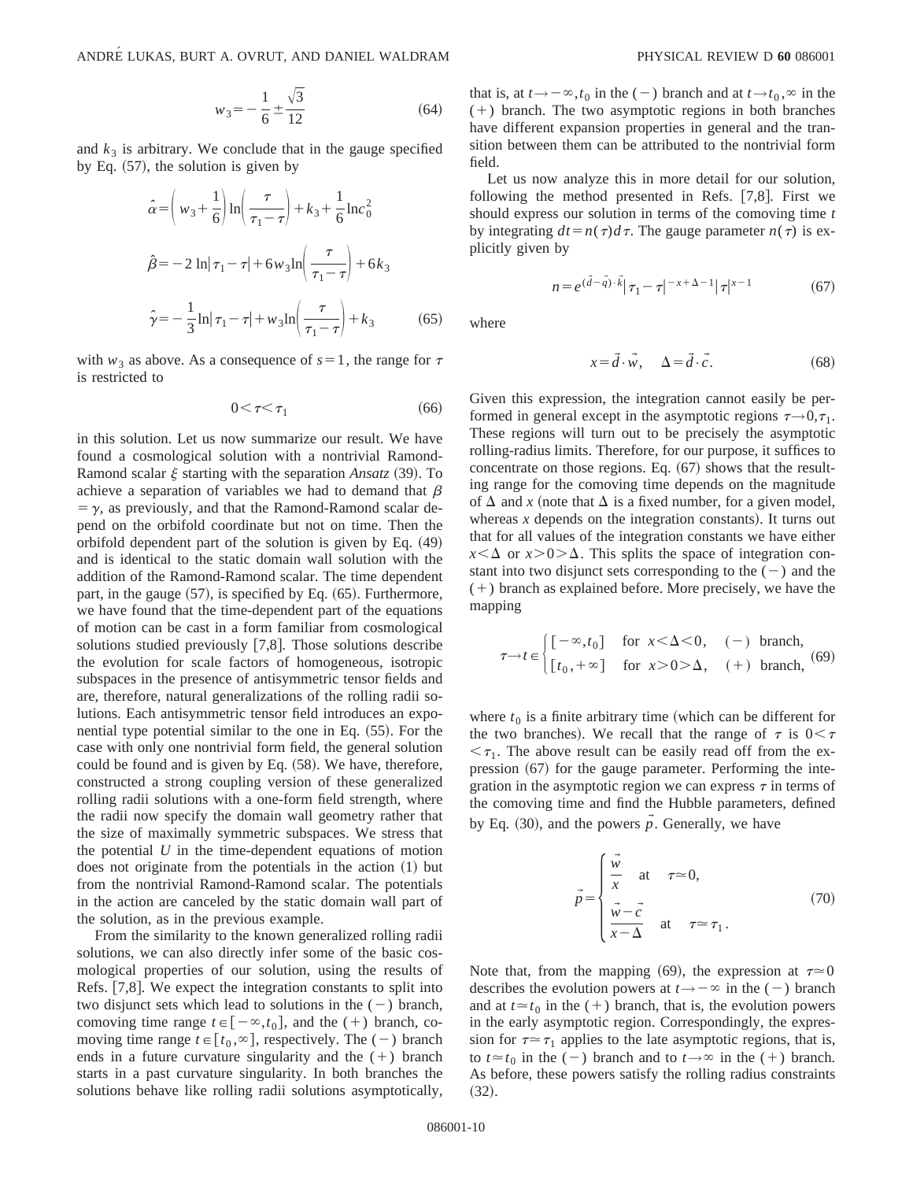$$w_3 = -\frac{1}{6} \pm \frac{\sqrt{3}}{12} \tag{64}$$

and $k_3$ is arbitrary. We conclude that in the gauge specified by Eq. (57), the solution is given by

$$\hat{\alpha} = \left( w_3 + \frac{1}{6} \right) \ln\left( \frac{\tau}{\tau_1 - \tau} \right) + k_3 + \frac{1}{6} \ln c_0^2$$

$$\hat{\beta} = -2 \ln|\tau_1 - \tau| + 6 w_3 \ln\left( \frac{\tau}{\tau_1 - \tau} \right) + 6 k_3$$

$$\hat{\gamma} = -\frac{1}{3} \ln|\tau_1 - \tau| + w_3 \ln\left( \frac{\tau}{\tau_1 - \tau} \right) + k_3 \tag{65}$$

with $w_3$ as above. As a consequence of $s=1$, the range for $\tau$ is restricted to

$$0 < \tau < \tau_1 \tag{66}$$

in this solution. Let us now summarize our result. We have found a cosmological solution with a nontrivial Ramond-Ramond scalar $\xi$ starting with the separation *Ansatz* (39). To achieve a separation of variables we had to demand that $\beta = \gamma$, as previously, and that the Ramond-Ramond scalar depend on the orbifold coordinate but not on time. Then the orbifold dependent part of the solution is given by Eq. (49) and is identical to the static domain wall solution with the addition of the Ramond-Ramond scalar. The time dependent part, in the gauge (57), is specified by Eq. (65). Furthermore, we have found that the time-dependent part of the equations of motion can be cast in a form familiar from cosmological solutions studied previously [7,8]. Those solutions describe the evolution for scale factors of homogeneous, isotropic subspaces in the presence of antisymmetric tensor fields and are, therefore, natural generalizations of the rolling radii solutions. Each antisymmetric tensor field introduces an exponential type potential similar to the one in Eq. (55). For the case with only one nontrivial form field, the general solution could be found and is given by Eq. (58). We have, therefore, constructed a strong coupling version of these generalized rolling radii solutions with a one-form field strength, where the radii now specify the domain wall geometry rather that the size of maximally symmetric subspaces. We stress that the potential $U$ in the time-dependent equations of motion does not originate from the potentials in the action (1) but from the nontrivial Ramond-Ramond scalar. The potentials in the action are canceled by the static domain wall part of the solution, as in the previous example.

From the similarity to the known generalized rolling radii solutions, we can also directly infer some of the basic cosmological properties of our solution, using the results of Refs. [7,8]. We expect the integration constants to split into two disjunct sets which lead to solutions in the $(-)$ branch, comoving time range $t \in [-\infty, t_0]$, and the $(+)$ branch, comoving time range $t \in [t_0, \infty]$, respectively. The $(-)$ branch ends in a future curvature singularity and the $(+)$ branch starts in a past curvature singularity. In both branches the solutions behave like rolling radii solutions asymptotically, that is, at $t \to -\infty, t_0$ in the $(-)$ branch and at $t \to t_0, \infty$ in the $(+)$ branch. The two asymptotic regions in both branches have different expansion properties in general and the transition between them can be attributed to the nontrivial form field.

Let us now analyze this in more detail for our solution, following the method presented in Refs. [7,8]. First we should express our solution in terms of the comoving time $t$ by integrating $dt = n(\tau) d\tau$. The gauge parameter $n(\tau)$ is explicitly given by

$$n = e^{(\vec{d} - \vec{q}) \cdot \vec{k}} |\tau_1 - \tau|^{-x + \Delta - 1} |\tau|^{x-1} \tag{67}$$

where

$$x = \vec{d} \cdot \vec{w}, \quad \Delta = \vec{d} \cdot \vec{c}. \tag{68}$$

Given this expression, the integration cannot easily be performed in general except in the asymptotic regions $\tau \to 0, \tau_1$. These regions will turn out to be precisely the asymptotic rolling-radius limits. Therefore, for our purpose, it suffices to concentrate on those regions. Eq. (67) shows that the resulting range for the comoving time depends on the magnitude of $\Delta$ and $x$ (note that $\Delta$ is a fixed number, for a given model, whereas $x$ depends on the integration constants). It turns out that for all values of the integration constants we have either $x < \Delta$ or $x > 0 > \Delta$. This splits the space of integration constant into two disjunct sets corresponding to the $(-)$ and the $(+)$ branch as explained before. More precisely, we have the mapping

$$\tau \to t \in \begin{cases} [-\infty, t_0] & \text{for } x < \Delta < 0, \quad (-) \text{ branch}, \\ [t_0, +\infty] & \text{for } x > 0 > \Delta, \quad (+) \text{ branch}, \end{cases} \tag{69}$$

where $t_0$ is a finite arbitrary time (which can be different for the two branches). We recall that the range of $\tau$ is $0 < \tau < \tau_1$. The above result can be easily read off from the expression (67) for the gauge parameter. Performing the integration in the asymptotic region we can express $\tau$ in terms of the comoving time and find the Hubble parameters, defined by Eq. (30), and the powers $\vec{p}$. Generally, we have

$$\vec{p} = \begin{cases} \dfrac{\vec{w}}{x} & \text{at} \quad \tau \simeq 0, \\[2ex] \dfrac{\vec{w} - \vec{c}}{x - \Delta} & \text{at} \quad \tau \simeq \tau_1. \end{cases} \tag{70}$$

Note that, from the mapping (69), the expression at $\tau \simeq 0$ describes the evolution powers at $t \to -\infty$ in the $(-)$ branch and at $t \simeq t_0$ in the $(+)$ branch, that is, the evolution powers in the early asymptotic region. Correspondingly, the expression for $\tau \simeq \tau_1$ applies to the late asymptotic regions, that is, to $t \simeq t_0$ in the $(-)$ branch and to $t \to \infty$ in the $(+)$ branch. As before, these powers satisfy the rolling radius constraints (32).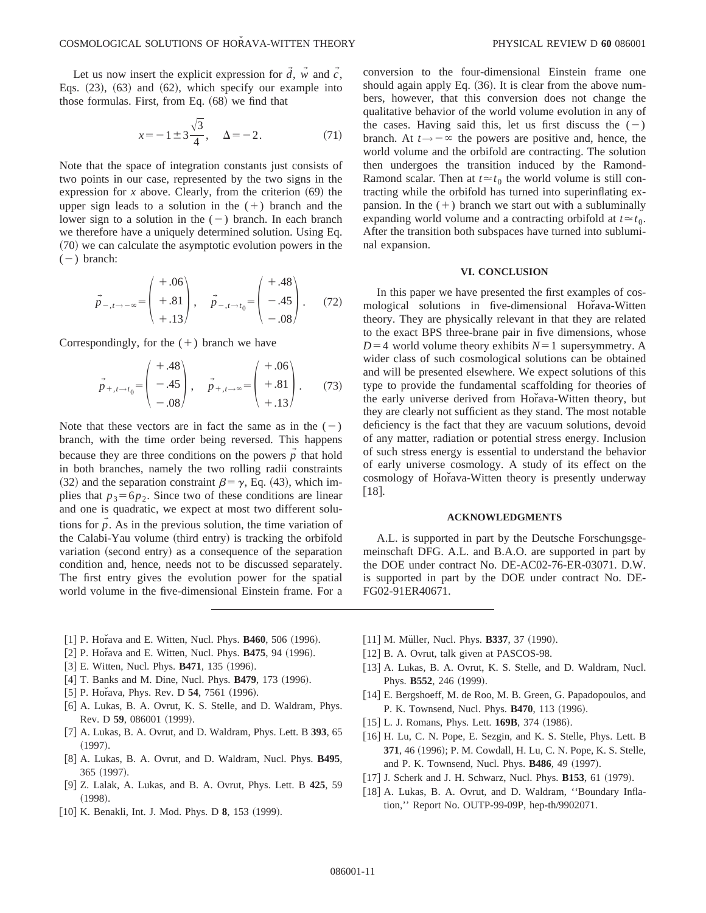Let us now insert the explicit expression for $\vec{d}$, $\vec{w}$ and $\vec{c}$, Eqs. (23), (63) and (62), which specify our example into those formulas. First, from Eq. (68) we find that

$$x = -1 \pm 3\frac{\sqrt{3}}{4}, \quad \Delta = -2. \tag{71}$$

Note that the space of integration constants just consists of two points in our case, represented by the two signs in the expression for $x$ above. Clearly, from the criterion (69) the upper sign leads to a solution in the $(+)$ branch and the lower sign to a solution in the $(-)$ branch. In each branch we therefore have a uniquely determined solution. Using Eq. (70) we can calculate the asymptotic evolution powers in the $(-)$ branch:

$$\vec{p}_{-,t\to-\infty} = \begin{pmatrix} +.06 \\ +.81 \\ +.13 \end{pmatrix}, \quad \vec{p}_{-,t\to t_0} = \begin{pmatrix} +.48 \\ -.45 \\ -.08 \end{pmatrix}. \tag{72}$$

Correspondingly, for the $(+)$ branch we have

$$\vec{p}_{+,t\to t_0} = \begin{pmatrix} +.48 \\ -.45 \\ -.08 \end{pmatrix}, \quad \vec{p}_{+,t\to\infty} = \begin{pmatrix} +.06 \\ +.81 \\ +.13 \end{pmatrix}. \tag{73}$$

Note that these vectors are in fact the same as in the $(-)$ branch, with the time order being reversed. This happens because they are three conditions on the powers $\vec{p}$ that hold in both branches, namely the two rolling radii constraints (32) and the separation constraint $\beta = \gamma$, Eq. (43), which implies that $p_3 = 6p_2$. Since two of these conditions are linear and one is quadratic, we expect at most two different solutions for $\vec{p}$. As in the previous solution, the time variation of the Calabi-Yau volume (third entry) is tracking the orbifold variation (second entry) as a consequence of the separation condition and, hence, needs not to be discussed separately. The first entry gives the evolution power for the spatial world volume in the five-dimensional Einstein frame. For a conversion to the four-dimensional Einstein frame one should again apply Eq. (36). It is clear from the above numbers, however, that this conversion does not change the qualitative behavior of the world volume evolution in any of the cases. Having said this, let us first discuss the $(-)$ branch. At $t \to -\infty$ the powers are positive and, hence, the world volume and the orbifold are contracting. The solution then undergoes the transition induced by the Ramond-Ramond scalar. Then at $t \simeq t_0$ the world volume is still contracting while the orbifold has turned into superinflating expansion. In the $(+)$ branch we start out with a subluminally expanding world volume and a contracting orbifold at $t \simeq t_0$. After the transition both subspaces have turned into subluminal expansion.

## VI. CONCLUSION

In this paper we have presented the first examples of cosmological solutions in five-dimensional Hořava-Witten theory. They are physically relevant in that they are related to the exact BPS three-brane pair in five dimensions, whose $D=4$ world volume theory exhibits $N=1$ supersymmetry. A wider class of such cosmological solutions can be obtained and will be presented elsewhere. We expect solutions of this type to provide the fundamental scaffolding for theories of the early universe derived from Hořava-Witten theory, but they are clearly not sufficient as they stand. The most notable deficiency is the fact that they are vacuum solutions, devoid of any matter, radiation or potential stress energy. Inclusion of such stress energy is essential to understand the behavior of early universe cosmology. A study of its effect on the cosmology of Hořava-Witten theory is presently underway [18].

## ACKNOWLEDGMENTS

A.L. is supported in part by the Deutsche Forschungsgemeinschaft DFG. A.L. and B.A.O. are supported in part by the DOE under contract No. DE-AC02-76-ER-03071. D.W. is supported in part by the DOE under contract No. DE-FG02-91ER40671.

---

[1] P. Hořava and E. Witten, Nucl. Phys. **B460**, 506 (1996).
[2] P. Hořava and E. Witten, Nucl. Phys. **B475**, 94 (1996).
[3] E. Witten, Nucl. Phys. **B471**, 135 (1996).
[4] T. Banks and M. Dine, Nucl. Phys. **B479**, 173 (1996).
[5] P. Hořava, Phys. Rev. D **54**, 7561 (1996).
[6] A. Lukas, B. A. Ovrut, K. S. Stelle, and D. Waldram, Phys. Rev. D **59**, 086001 (1999).
[7] A. Lukas, B. A. Ovrut, and D. Waldram, Phys. Lett. B **393**, 65 (1997).
[8] A. Lukas, B. A. Ovrut, and D. Waldram, Nucl. Phys. **B495**, 365 (1997).
[9] Z. Lalak, A. Lukas, and B. A. Ovrut, Phys. Lett. B **425**, 59 (1998).
[10] K. Benakli, Int. J. Mod. Phys. D **8**, 153 (1999).
[11] M. Müller, Nucl. Phys. **B337**, 37 (1990).
[12] B. A. Ovrut, talk given at PASCOS-98.
[13] A. Lukas, B. A. Ovrut, K. S. Stelle, and D. Waldram, Nucl. Phys. **B552**, 246 (1999).
[14] E. Bergshoeff, M. de Roo, M. B. Green, G. Papadopoulos, and P. K. Townsend, Nucl. Phys. **B470**, 113 (1996).
[15] L. J. Romans, Phys. Lett. **169B**, 374 (1986).
[16] H. Lu, C. N. Pope, E. Sezgin, and K. S. Stelle, Phys. Lett. B **371**, 46 (1996); P. M. Cowdall, H. Lu, C. N. Pope, K. S. Stelle, and P. K. Townsend, Nucl. Phys. **B486**, 49 (1997).
[17] J. Scherk and J. H. Schwarz, Nucl. Phys. **B153**, 61 (1979).
[18] A. Lukas, B. A. Ovrut, and D. Waldram, ''Boundary Inflation,'' Report No. OUTP-99-09P, hep-th/9902071.